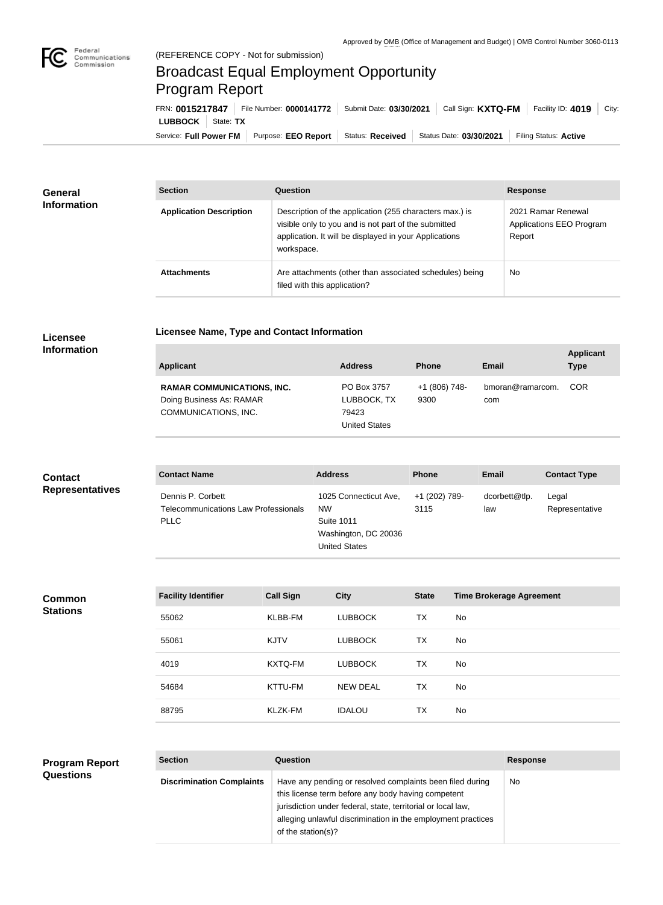Approved by OMB (Office of Management and Budget) | OMB Control Number 3060-0113

(REFERENCE COPY - Not for submission)

# Broadcast Equal Employment Opportunity Program Report

FRN: **0015217847** | File Number: **0000141772** | Submit Date: **03/30/2021** | Call Sign: **KXTQ-FM** | Facility ID: **4019** | City: **LUBBOCK** | State: **TX**

Service: **Full Power FM** | Purpose: **EEO Report** | Status: **Received** | Status Date: **03/30/2021** | Filing Status: **Active**

## General Information

| Section | Question | Response |
|---|---|---|
| **Application Description** | Description of the application (255 characters max.) is visible only to you and is not part of the submitted application. It will be displayed in your Applications workspace. | 2021 Ramar Renewal Applications EEO Program Report |
| **Attachments** | Are attachments (other than associated schedules) being filed with this application? | No |

## Licensee Information

### Licensee Name, Type and Contact Information

| Applicant | Address | Phone | Email | Applicant Type |
|---|---|---|---|---|
| **RAMAR COMMUNICATIONS, INC.** Doing Business As: RAMAR COMMUNICATIONS, INC. | PO Box 3757 LUBBOCK, TX 79423 United States | +1 (806) 748-9300 | bmoran@ramarcom.com | COR |

## Contact Representatives

| Contact Name | Address | Phone | Email | Contact Type |
|---|---|---|---|---|
| Dennis P. Corbett Telecommunications Law Professionals PLLC | 1025 Connecticut Ave, NW Suite 1011 Washington, DC 20036 United States | +1 (202) 789-3115 | dcorbett@tlp.law | Legal Representative |

## Common Stations

| Facility Identifier | Call Sign | City | State | Time Brokerage Agreement |
|---|---|---|---|---|
| 55062 | KLBB-FM | LUBBOCK | TX | No |
| 55061 | KJTV | LUBBOCK | TX | No |
| 4019 | KXTQ-FM | LUBBOCK | TX | No |
| 54684 | KTTU-FM | NEW DEAL | TX | No |
| 88795 | KLZK-FM | IDALOU | TX | No |

## Program Report Questions

| Section | Question | Response |
|---|---|---|
| **Discrimination Complaints** | Have any pending or resolved complaints been filed during this license term before any body having competent jurisdiction under federal, state, territorial or local law, alleging unlawful discrimination in the employment practices of the station(s)? | No |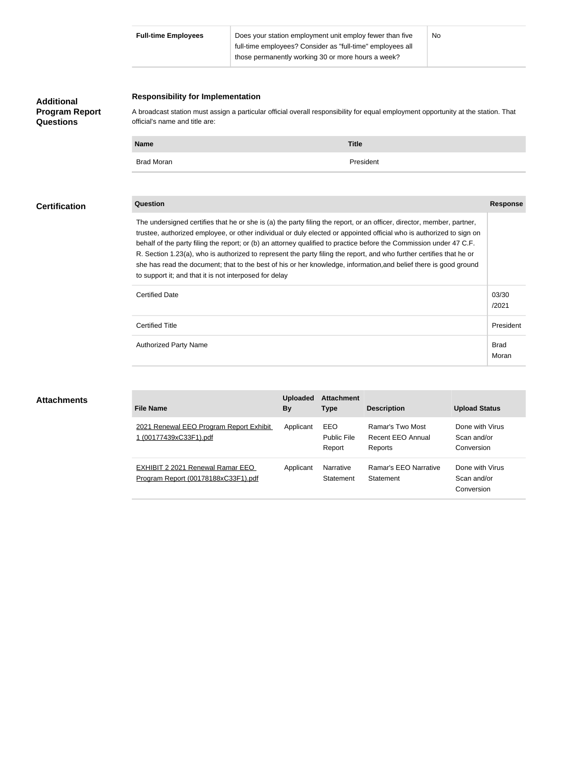| | | |
|---|---|---|
| **Full-time Employees** | Does your station employment unit employ fewer than five full-time employees? Consider as "full-time" employees all those permanently working 30 or more hours a week? | No |

## Additional Program Report Questions

### Responsibility for Implementation

A broadcast station must assign a particular official overall responsibility for equal employment opportunity at the station. That official's name and title are:

| Name | Title |
|---|---|
| Brad Moran | President |

## Certification

| Question | Response |
|---|---|
| The undersigned certifies that he or she is (a) the party filing the report, or an officer, director, member, partner, trustee, authorized employee, or other individual or duly elected or appointed official who is authorized to sign on behalf of the party filing the report; or (b) an attorney qualified to practice before the Commission under 47 C.F. R. Section 1.23(a), who is authorized to represent the party filing the report, and who further certifies that he or she has read the document; that to the best of his or her knowledge, information,and belief there is good ground to support it; and that it is not interposed for delay | |
| Certified Date | 03/30/2021 |
| Certified Title | President |
| Authorized Party Name | Brad Moran |

## Attachments

| File Name | Uploaded By | Attachment Type | Description | Upload Status |
|---|---|---|---|---|
| 2021 Renewal EEO Program Report Exhibit 1 (00177439xC33F1).pdf | Applicant | EEO Public File Report | Ramar's Two Most Recent EEO Annual Reports | Done with Virus Scan and/or Conversion |
| EXHIBIT 2 2021 Renewal Ramar EEO Program Report (00178188xC33F1).pdf | Applicant | Narrative Statement | Ramar's EEO Narrative Statement | Done with Virus Scan and/or Conversion |